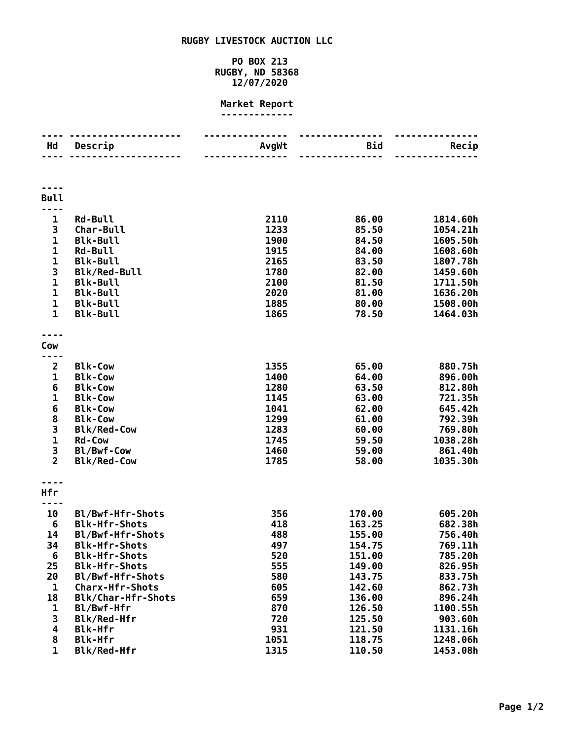# RUGBY LIVESTOCK AUCTION LLC

PO BOX 213
RUGBY, ND 58368
12/07/2020

## Market Report

| Hd | Descrip | AvgWt | Bid | Recip |
|---|---|---|---|---|
| **Bull** | | | | |
| 1 | Rd-Bull | 2110 | 86.00 | 1814.60h |
| 3 | Char-Bull | 1233 | 85.50 | 1054.21h |
| 1 | Blk-Bull | 1900 | 84.50 | 1605.50h |
| 1 | Rd-Bull | 1915 | 84.00 | 1608.60h |
| 1 | Blk-Bull | 2165 | 83.50 | 1807.78h |
| 3 | Blk/Red-Bull | 1780 | 82.00 | 1459.60h |
| 1 | Blk-Bull | 2100 | 81.50 | 1711.50h |
| 1 | Blk-Bull | 2020 | 81.00 | 1636.20h |
| 1 | Blk-Bull | 1885 | 80.00 | 1508.00h |
| 1 | Blk-Bull | 1865 | 78.50 | 1464.03h |
| **Cow** | | | | |
| 2 | Blk-Cow | 1355 | 65.00 | 880.75h |
| 1 | Blk-Cow | 1400 | 64.00 | 896.00h |
| 6 | Blk-Cow | 1280 | 63.50 | 812.80h |
| 1 | Blk-Cow | 1145 | 63.00 | 721.35h |
| 6 | Blk-Cow | 1041 | 62.00 | 645.42h |
| 8 | Blk-Cow | 1299 | 61.00 | 792.39h |
| 3 | Blk/Red-Cow | 1283 | 60.00 | 769.80h |
| 1 | Rd-Cow | 1745 | 59.50 | 1038.28h |
| 3 | Bl/Bwf-Cow | 1460 | 59.00 | 861.40h |
| 2 | Blk/Red-Cow | 1785 | 58.00 | 1035.30h |
| **Hfr** | | | | |
| 10 | Bl/Bwf-Hfr-Shots | 356 | 170.00 | 605.20h |
| 6 | Blk-Hfr-Shots | 418 | 163.25 | 682.38h |
| 14 | Bl/Bwf-Hfr-Shots | 488 | 155.00 | 756.40h |
| 34 | Blk-Hfr-Shots | 497 | 154.75 | 769.11h |
| 6 | Blk-Hfr-Shots | 520 | 151.00 | 785.20h |
| 25 | Blk-Hfr-Shots | 555 | 149.00 | 826.95h |
| 20 | Bl/Bwf-Hfr-Shots | 580 | 143.75 | 833.75h |
| 1 | Charx-Hfr-Shots | 605 | 142.60 | 862.73h |
| 18 | Blk/Char-Hfr-Shots | 659 | 136.00 | 896.24h |
| 1 | Bl/Bwf-Hfr | 870 | 126.50 | 1100.55h |
| 3 | Blk/Red-Hfr | 720 | 125.50 | 903.60h |
| 4 | Blk-Hfr | 931 | 121.50 | 1131.16h |
| 8 | Blk-Hfr | 1051 | 118.75 | 1248.06h |
| 1 | Blk/Red-Hfr | 1315 | 110.50 | 1453.08h |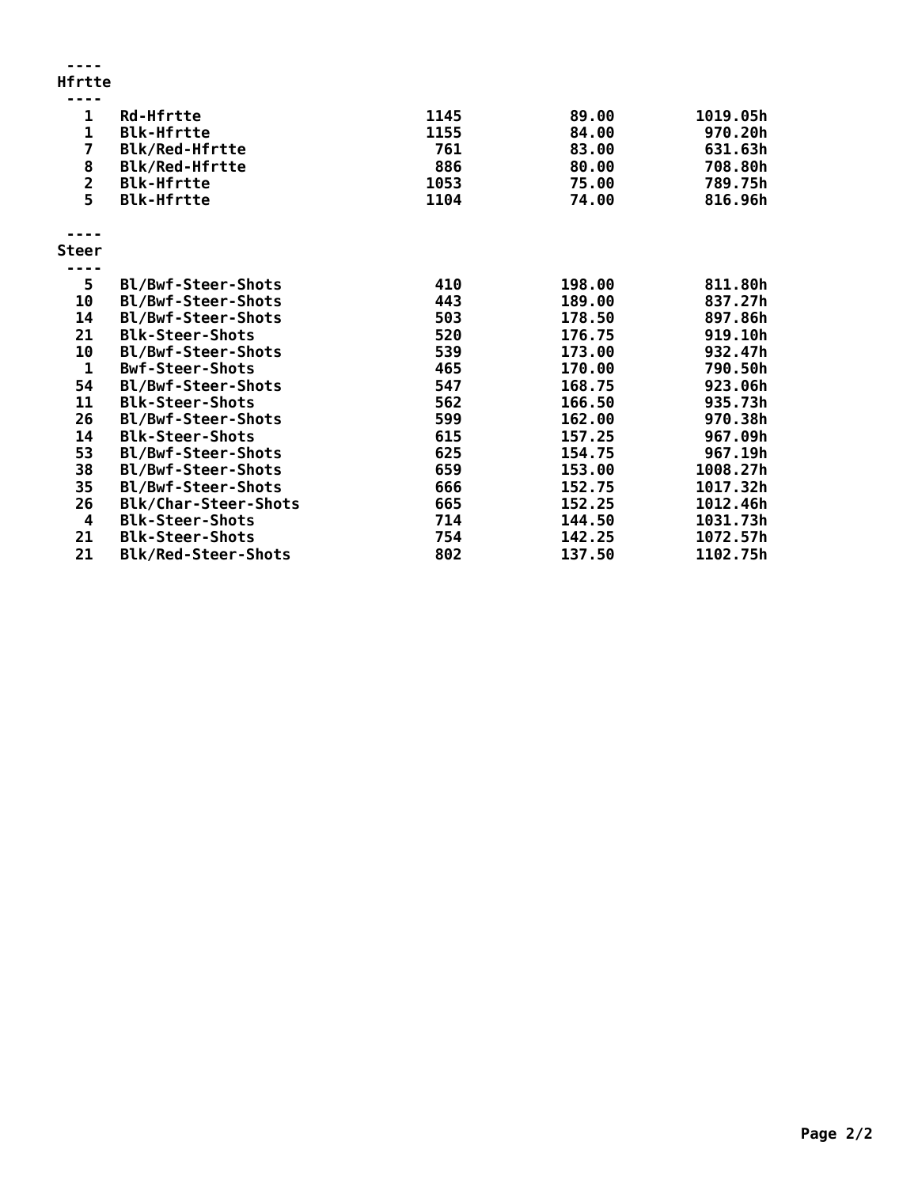----
Hfrtte
----

| | | | | |
|---|---|---|---|---|
| 1 | Rd-Hfrtte | 1145 | 89.00 | 1019.05h |
| 1 | Blk-Hfrtte | 1155 | 84.00 | 970.20h |
| 7 | Blk/Red-Hfrtte | 761 | 83.00 | 631.63h |
| 8 | Blk/Red-Hfrtte | 886 | 80.00 | 708.80h |
| 2 | Blk-Hfrtte | 1053 | 75.00 | 789.75h |
| 5 | Blk-Hfrtte | 1104 | 74.00 | 816.96h |

----
Steer
----

| | | | | |
|---|---|---|---|---|
| 5 | Bl/Bwf-Steer-Shots | 410 | 198.00 | 811.80h |
| 10 | Bl/Bwf-Steer-Shots | 443 | 189.00 | 837.27h |
| 14 | Bl/Bwf-Steer-Shots | 503 | 178.50 | 897.86h |
| 21 | Blk-Steer-Shots | 520 | 176.75 | 919.10h |
| 10 | Bl/Bwf-Steer-Shots | 539 | 173.00 | 932.47h |
| 1 | Bwf-Steer-Shots | 465 | 170.00 | 790.50h |
| 54 | Bl/Bwf-Steer-Shots | 547 | 168.75 | 923.06h |
| 11 | Blk-Steer-Shots | 562 | 166.50 | 935.73h |
| 26 | Bl/Bwf-Steer-Shots | 599 | 162.00 | 970.38h |
| 14 | Blk-Steer-Shots | 615 | 157.25 | 967.09h |
| 53 | Bl/Bwf-Steer-Shots | 625 | 154.75 | 967.19h |
| 38 | Bl/Bwf-Steer-Shots | 659 | 153.00 | 1008.27h |
| 35 | Bl/Bwf-Steer-Shots | 666 | 152.75 | 1017.32h |
| 26 | Blk/Char-Steer-Shots | 665 | 152.25 | 1012.46h |
| 4 | Blk-Steer-Shots | 714 | 144.50 | 1031.73h |
| 21 | Blk-Steer-Shots | 754 | 142.25 | 1072.57h |
| 21 | Blk/Red-Steer-Shots | 802 | 137.50 | 1102.75h |